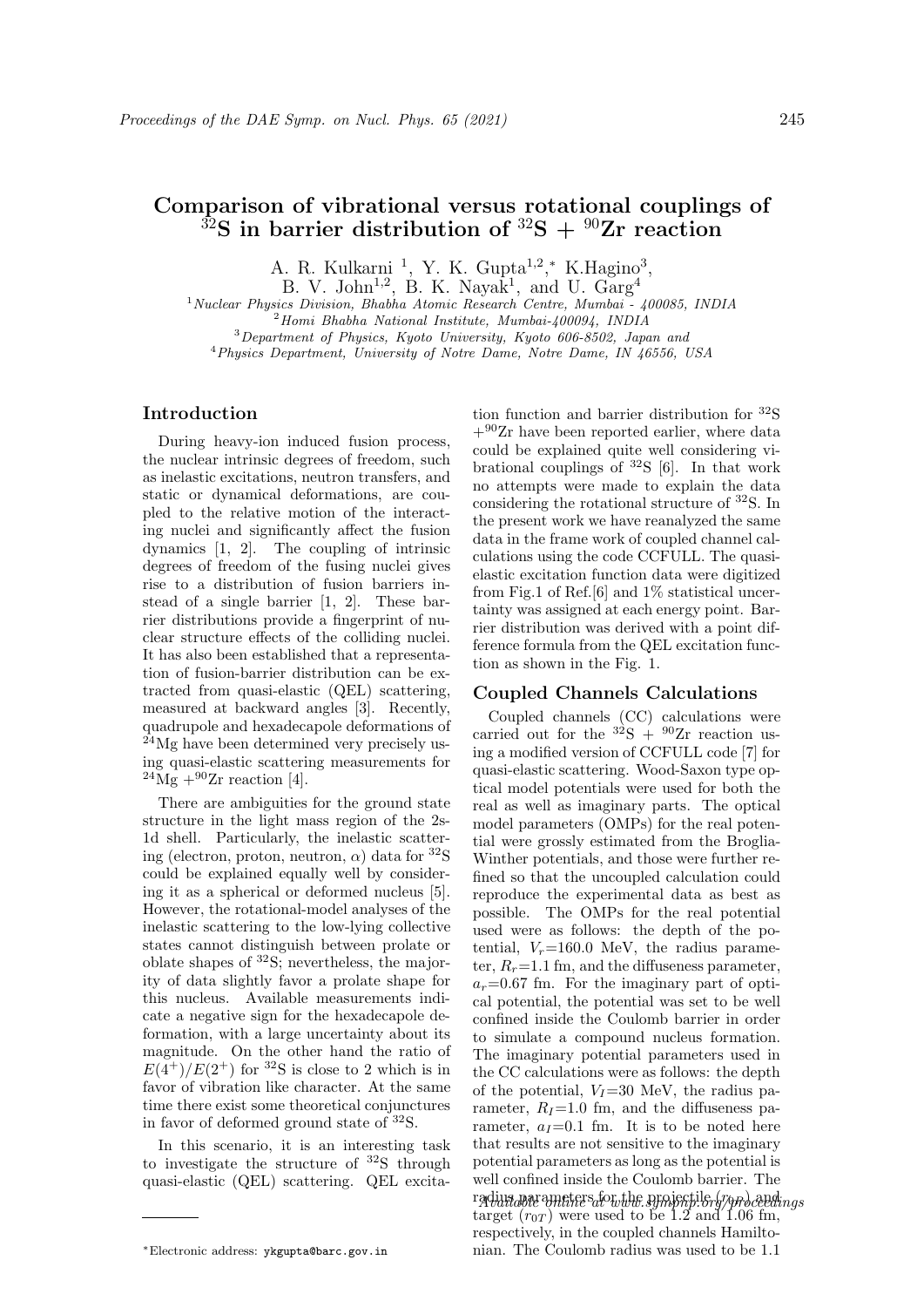# Comparison of vibrational versus rotational couplings of $^{32}$S in barrier distribution of $^{32}$S + $^{90}$Zr reaction

A. R. Kulkarni [1], Y. K. Gupta[1,2,*], K.Hagino[3], B. V. John[1,2], B. K. Nayak[1], and U. Garg[4]

[1] *Nuclear Physics Division, Bhabha Atomic Research Centre, Mumbai - 400085, INDIA*
[2] *Homi Bhabha National Institute, Mumbai-400094, INDIA*
[3] *Department of Physics, Kyoto University, Kyoto 606-8502, Japan and*
[4] *Physics Department, University of Notre Dame, Notre Dame, IN 46556, USA*

## Introduction

During heavy-ion induced fusion process, the nuclear intrinsic degrees of freedom, such as inelastic excitations, neutron transfers, and static or dynamical deformations, are coupled to the relative motion of the interacting nuclei and significantly affect the fusion dynamics [1, 2]. The coupling of intrinsic degrees of freedom of the fusing nuclei gives rise to a distribution of fusion barriers instead of a single barrier [1, 2]. These barrier distributions provide a fingerprint of nuclear structure effects of the colliding nuclei. It has also been established that a representation of fusion-barrier distribution can be extracted from quasi-elastic (QEL) scattering, measured at backward angles [3]. Recently, quadrupole and hexadecapole deformations of $^{24}$Mg have been determined very precisely using quasi-elastic scattering measurements for $^{24}$Mg +$^{90}$Zr reaction [4].

There are ambiguities for the ground state structure in the light mass region of the 2s-1d shell. Particularly, the inelastic scattering (electron, proton, neutron, $\alpha$) data for $^{32}$S could be explained equally well by considering it as a spherical or deformed nucleus [5]. However, the rotational-model analyses of the inelastic scattering to the low-lying collective states cannot distinguish between prolate or oblate shapes of $^{32}$S; nevertheless, the majority of data slightly favor a prolate shape for this nucleus. Available measurements indicate a negative sign for the hexadecapole deformation, with a large uncertainty about its magnitude. On the other hand the ratio of $E(4^+)/E(2^+)$ for $^{32}$S is close to 2 which is in favor of vibration like character. At the same time there exist some theoretical conjunctures in favor of deformed ground state of $^{32}$S.

In this scenario, it is an interesting task to investigate the structure of $^{32}$S through quasi-elastic (QEL) scattering. QEL excitation function and barrier distribution for $^{32}$S +$^{90}$Zr have been reported earlier, where data could be explained quite well considering vibrational couplings of $^{32}$S [6]. In that work no attempts were made to explain the data considering the rotational structure of $^{32}$S. In the present work we have reanalyzed the same data in the frame work of coupled channel calculations using the code CCFULL. The quasi-elastic excitation function data were digitized from Fig.1 of Ref.[6] and 1% statistical uncertainty was assigned at each energy point. Barrier distribution was derived with a point difference formula from the QEL excitation function as shown in the Fig. 1.

## Coupled Channels Calculations

Coupled channels (CC) calculations were carried out for the $^{32}$S + $^{90}$Zr reaction using a modified version of CCFULL code [7] for quasi-elastic scattering. Wood-Saxon type optical model potentials were used for both the real as well as imaginary parts. The optical model parameters (OMPs) for the real potential were grossly estimated from the Broglia-Winther potentials, and those were further refined so that the uncoupled calculation could reproduce the experimental data as best as possible. The OMPs for the real potential used were as follows: the depth of the potential, $V_r$=160.0 MeV, the radius parameter, $R_r$=1.1 fm, and the diffuseness parameter, $a_r$=0.67 fm. For the imaginary part of optical potential, the potential was set to be well confined inside the Coulomb barrier in order to simulate a compound nucleus formation. The imaginary potential parameters used in the CC calculations were as follows: the depth of the potential, $V_I$=30 MeV, the radius parameter, $R_I$=1.0 fm, and the diffuseness parameter, $a_I$=0.1 fm. It is to be noted here that results are not sensitive to the imaginary potential parameters as long as the potential is well confined inside the Coulomb barrier. The radius parameters for the projectile ($r_{0P}$) and target ($r_{0T}$) were used to be 1.2 and 1.06 fm, respectively, in the coupled channels Hamiltonian. The Coulomb radius was used to be 1.1

*Available online at www.sympnp.org/proceedings*

---

*Electronic address: ykgupta@barc.gov.in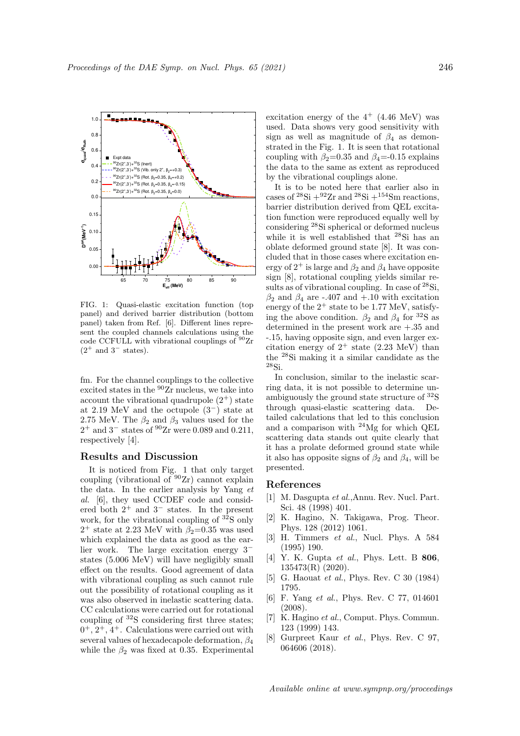$\sigma_{quasi}/\sigma_{Ruth}$

Expt data

$^{90}$Zr(2⁺,3⁻)+$^{32}$S (Inert)

$^{90}$Zr(2⁺,3⁻)+$^{32}$S (Vib. only 2⁺, $\beta_2$=+0.3)

$^{90}$Zr(2⁺,3⁻)+$^{32}$S (Rot. $\beta_2$=0.35, $\beta_4$=+0.2)

$^{90}$Zr(2⁺,3⁻)+$^{32}$S (Rot. $\beta_2$=0.35, $\beta_4$=-0.15)

$^{90}$Zr(2⁺,3⁻)+$^{32}$S (Rot. $\beta_2$=0.35, $\beta_4$=0.0)

$D^{qel}$(MeV$^{-1}$)

$E_{eff}$ (MeV)

FIG. 1: Quasi-elastic excitation function (top panel) and derived barrier distribution (bottom panel) taken from Ref. [6]. Different lines represent the coupled channels calculations using the code CCFULL with vibrational couplings of $^{90}$Zr ($2^+$ and $3^-$ states).

fm. For the channel couplings to the collective excited states in the $^{90}$Zr nucleus, we take into account the vibrational quadrupole ($2^+$) state at 2.19 MeV and the octupole ($3^-$) state at 2.75 MeV. The $\beta_2$ and $\beta_3$ values used for the $2^+$ and $3^-$ states of $^{90}$Zr were 0.089 and 0.211, respectively [4].

## Results and Discussion

It is noticed from Fig. 1 that only target coupling (vibrational of $^{90}$Zr) cannot explain the data. In the earlier analysis by Yang *et al.* [6], they used CCDEF code and considered both $2^+$ and $3^-$ states. In the present work, for the vibrational coupling of $^{32}$S only $2^+$ state at 2.23 MeV with $\beta_2$=0.35 was used which explained the data as good as the earlier work. The large excitation energy $3^-$ states (5.006 MeV) will have negligibly small effect on the results. Good agreement of data with vibrational coupling as such cannot rule out the possibility of rotational coupling as it was also observed in inelastic scattering data. CC calculations were carried out for rotational coupling of $^{32}$S considering first three states; $0^+$, $2^+$, $4^+$. Calculations were carried out with several values of hexadecapole deformation, $\beta_4$ while the $\beta_2$ was fixed at 0.35. Experimental excitation energy of the $4^+$ (4.46 MeV) was used. Data shows very good sensitivity with sign as well as magnitude of $\beta_4$ as demonstrated in the Fig. 1. It is seen that rotational coupling with $\beta_2$=0.35 and $\beta_4$=-0.15 explains the data to the same as extent as reproduced by the vibrational couplings alone.

It is to be noted here that earlier also in cases of $^{28}$Si +$^{92}$Zr and $^{28}$Si +$^{154}$Sm reactions, barrier distribution derived from QEL excitation function were reproduced equally well by considering $^{28}$Si spherical or deformed nucleus while it is well established that $^{28}$Si has an oblate deformed ground state [8]. It was concluded that in those cases where excitation energy of $2^+$ is large and $\beta_2$ and $\beta_4$ have opposite sign [8], rotational coupling yields similar results as of vibrational coupling. In case of $^{28}$Si, $\beta_2$ and $\beta_4$ are -.407 and +.10 with excitation energy of the $2^+$ state to be 1.77 MeV, satisfying the above condition. $\beta_2$ and $\beta_4$ for $^{32}$S as determined in the present work are +.35 and -.15, having opposite sign, and even larger excitation energy of $2^+$ state (2.23 MeV) than the $^{28}$Si making it a similar candidate as the $^{28}$Si.

In conclusion, similar to the inelastic scarring data, it is not possible to determine unambiguously the ground state structure of $^{32}$S through quasi-elastic scattering data. Detailed calculations that led to this conclusion and a comparison with $^{24}$Mg for which QEL scattering data stands out quite clearly that it has a prolate deformed ground state while it also has opposite signs of $\beta_2$ and $\beta_4$, will be presented.

## References

[1] M. Dasgupta *et al.*,Annu. Rev. Nucl. Part. Sci. 48 (1998) 401.

[2] K. Hagino, N. Takigawa, Prog. Theor. Phys. 128 (2012) 1061.

[3] H. Timmers *et al.*, Nucl. Phys. A 584 (1995) 190.

[4] Y. K. Gupta *et al.*, Phys. Lett. B **806**, 135473(R) (2020).

[5] G. Haouat *et al.*, Phys. Rev. C 30 (1984) 1795.

[6] F. Yang *et al.*, Phys. Rev. C 77, 014601 (2008).

[7] K. Hagino *et al.*, Comput. Phys. Commun. 123 (1999) 143.

[8] Gurpreet Kaur *et al.*, Phys. Rev. C 97, 064606 (2018).